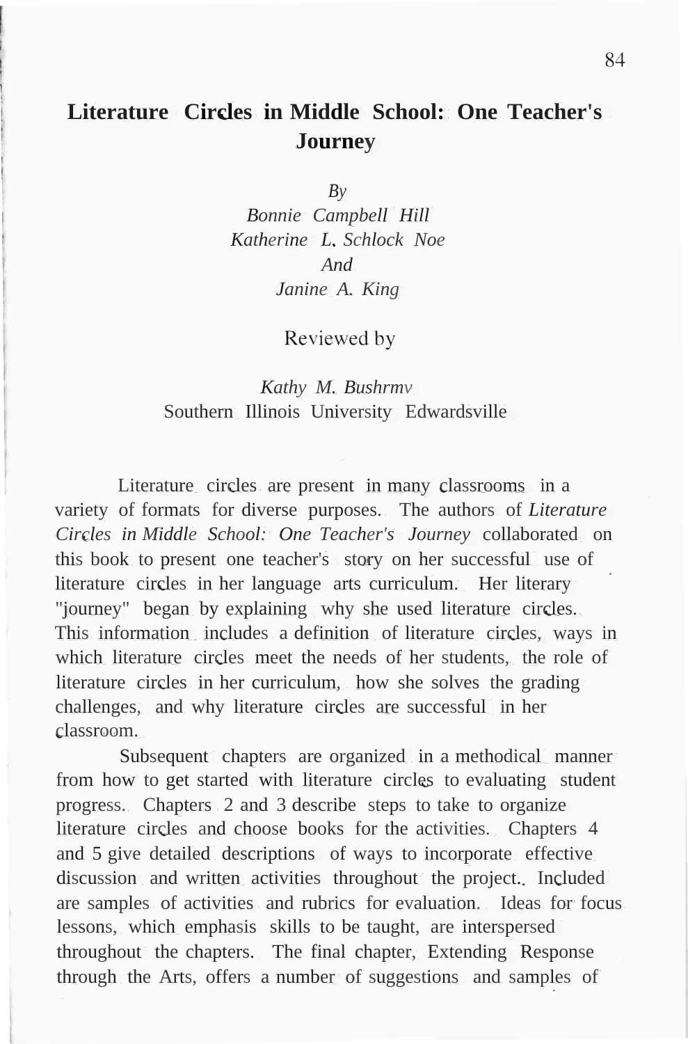# Literature Circles in Middle School: One Teacher's Journey

*By*
*Bonnie Campbell Hill*
*Katherine L. Schlock Noe*
*And*
*Janine A. King*

Reviewed by

*Kathy M. Bushrmv*
Southern Illinois University Edwardsville

Literature circles are present in many classrooms in a variety of formats for diverse purposes. The authors of *Literature Circles in Middle School: One Teacher's Journey* collaborated on this book to present one teacher's story on her successful use of literature circles in her language arts curriculum. Her literary "journey" began by explaining why she used literature circles. This information includes a definition of literature circles, ways in which literature circles meet the needs of her students, the role of literature circles in her curriculum, how she solves the grading challenges, and why literature circles are successful in her classroom.

Subsequent chapters are organized in a methodical manner from how to get started with literature circles to evaluating student progress. Chapters 2 and 3 describe steps to take to organize literature circles and choose books for the activities. Chapters 4 and 5 give detailed descriptions of ways to incorporate effective discussion and written activities throughout the project. Included are samples of activities and rubrics for evaluation. Ideas for focus lessons, which emphasis skills to be taught, are interspersed throughout the chapters. The final chapter, Extending Response through the Arts, offers a number of suggestions and samples of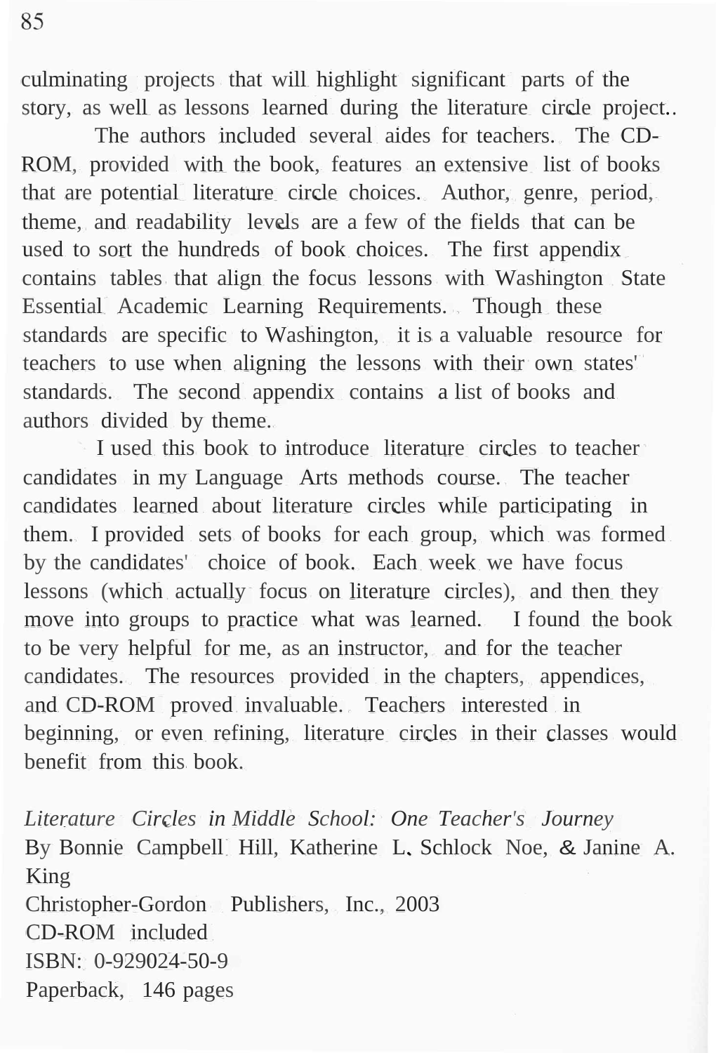culminating projects that will highlight significant parts of the story, as well as lessons learned during the literature circle project..

The authors included several aides for teachers. The CD-ROM, provided with the book, features an extensive list of books that are potential literature circle choices. Author, genre, period, theme, and readability levels are a few of the fields that can be used to sort the hundreds of book choices. The first appendix contains tables that align the focus lessons with Washington State Essential Academic Learning Requirements. Though these standards are specific to Washington, it is a valuable resource for teachers to use when aligning the lessons with their own states' standards. The second appendix contains a list of books and authors divided by theme.

I used this book to introduce literature circles to teacher candidates in my Language Arts methods course. The teacher candidates learned about literature circles while participating in them. I provided sets of books for each group, which was formed by the candidates' choice of book. Each week we have focus lessons (which actually focus on literature circles), and then they move into groups to practice what was learned. I found the book to be very helpful for me, as an instructor, and for the teacher candidates. The resources provided in the chapters, appendices, and CD-ROM proved invaluable. Teachers interested in beginning, or even refining, literature circles in their classes would benefit from this book.

*Literature Circles in Middle School: One Teacher's Journey*
By Bonnie Campbell Hill, Katherine L. Schlock Noe, & Janine A. King
Christopher-Gordon Publishers, Inc., 2003
CD-ROM included
ISBN: 0-929024-50-9
Paperback, 146 pages